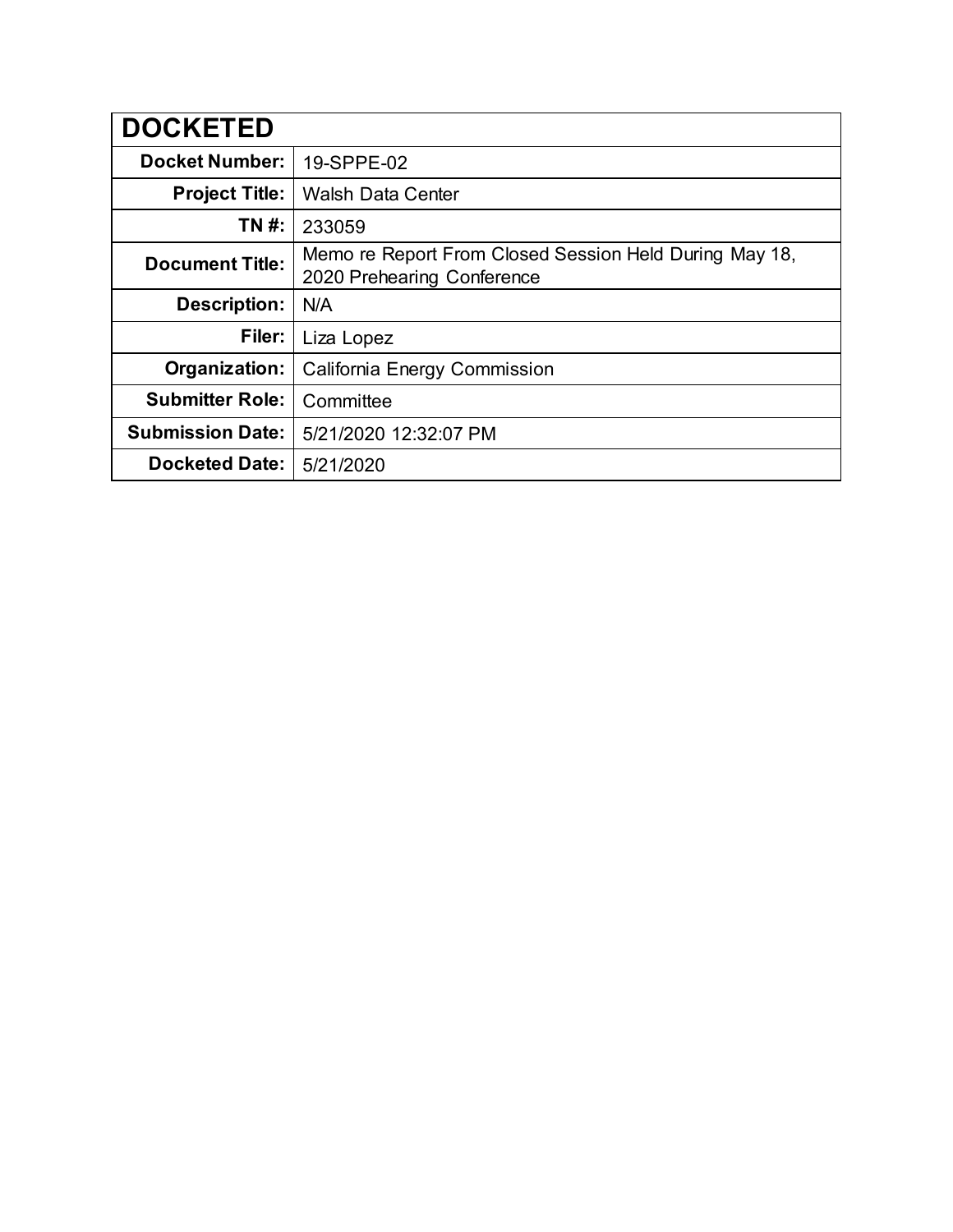| DOCKETED | |
| --- | --- |
| **Docket Number:** | 19-SPPE-02 |
| **Project Title:** | Walsh Data Center |
| **TN #:** | 233059 |
| **Document Title:** | Memo re Report From Closed Session Held During May 18, 2020 Prehearing Conference |
| **Description:** | N/A |
| **Filer:** | Liza Lopez |
| **Organization:** | California Energy Commission |
| **Submitter Role:** | Committee |
| **Submission Date:** | 5/21/2020 12:32:07 PM |
| **Docketed Date:** | 5/21/2020 |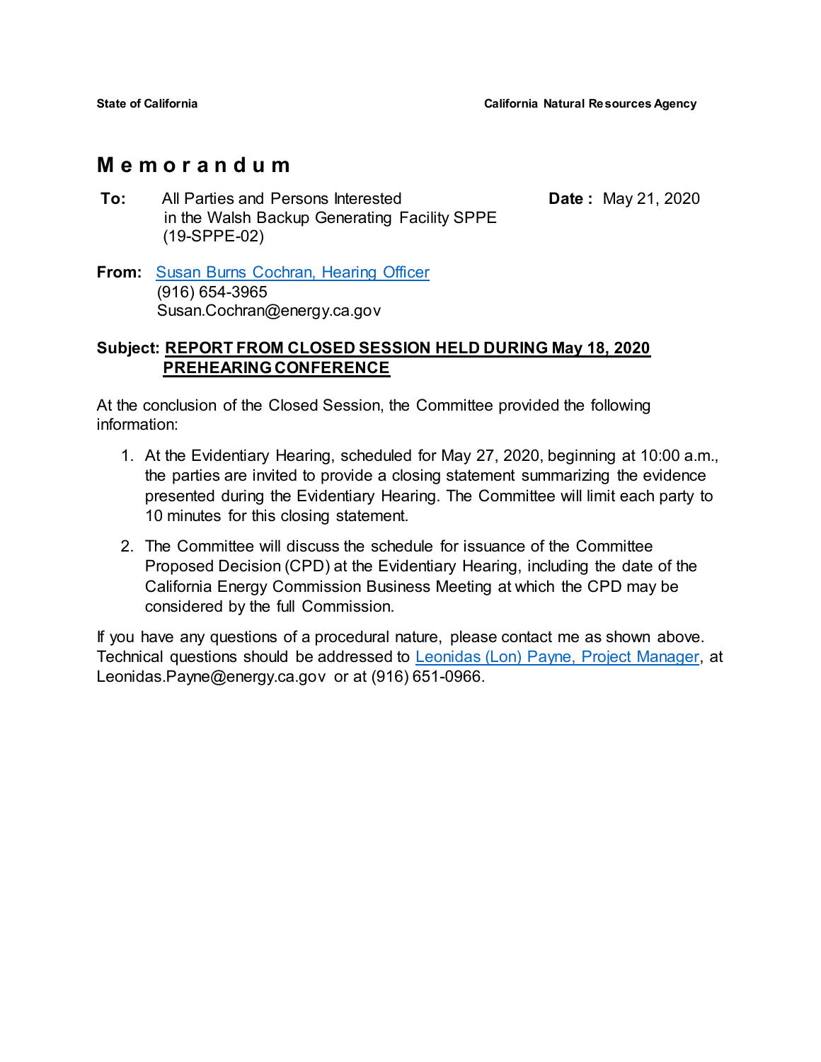State of California California Natural Resources Agency

# Memorandum

**To:** All Parties and Persons Interested in the Walsh Backup Generating Facility SPPE (19-SPPE-02)

**Date :** May 21, 2020

**From:** Susan Burns Cochran, Hearing Officer
(916) 654-3965
Susan.Cochran@energy.ca.gov

**Subject: REPORT FROM CLOSED SESSION HELD DURING May 18, 2020 PREHEARING CONFERENCE**

At the conclusion of the Closed Session, the Committee provided the following information:

1. At the Evidentiary Hearing, scheduled for May 27, 2020, beginning at 10:00 a.m., the parties are invited to provide a closing statement summarizing the evidence presented during the Evidentiary Hearing. The Committee will limit each party to 10 minutes for this closing statement.
2. The Committee will discuss the schedule for issuance of the Committee Proposed Decision (CPD) at the Evidentiary Hearing, including the date of the California Energy Commission Business Meeting at which the CPD may be considered by the full Commission.

If you have any questions of a procedural nature, please contact me as shown above. Technical questions should be addressed to Leonidas (Lon) Payne, Project Manager, at Leonidas.Payne@energy.ca.gov or at (916) 651-0966.